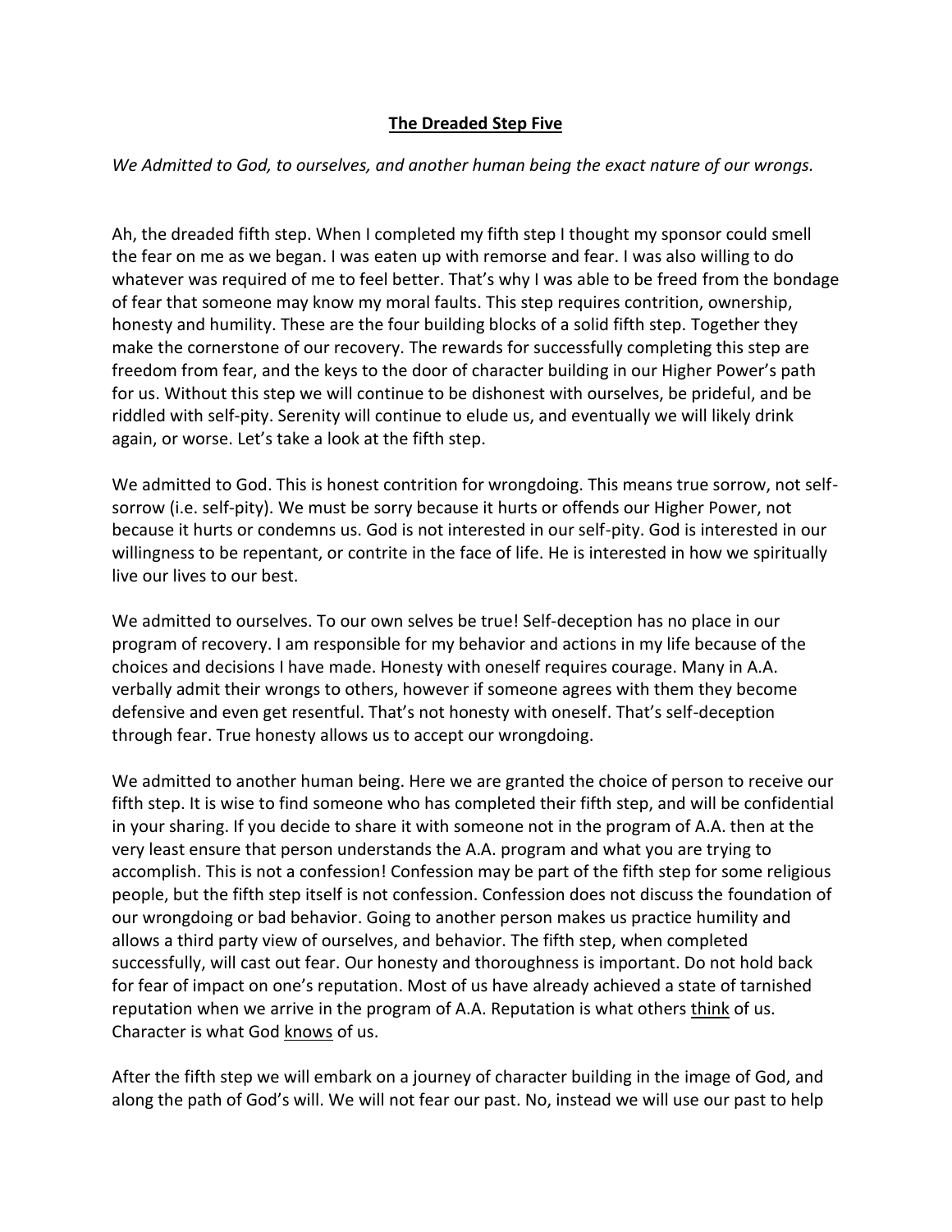# **The Dreaded Step Five**

*We Admitted to God, to ourselves, and another human being the exact nature of our wrongs.*

Ah, the dreaded fifth step. When I completed my fifth step I thought my sponsor could smell the fear on me as we began. I was eaten up with remorse and fear. I was also willing to do whatever was required of me to feel better. That's why I was able to be freed from the bondage of fear that someone may know my moral faults. This step requires contrition, ownership, honesty and humility. These are the four building blocks of a solid fifth step. Together they make the cornerstone of our recovery. The rewards for successfully completing this step are freedom from fear, and the keys to the door of character building in our Higher Power's path for us. Without this step we will continue to be dishonest with ourselves, be prideful, and be riddled with self-pity. Serenity will continue to elude us, and eventually we will likely drink again, or worse. Let's take a look at the fifth step.

We admitted to God. This is honest contrition for wrongdoing. This means true sorrow, not self-sorrow (i.e. self-pity). We must be sorry because it hurts or offends our Higher Power, not because it hurts or condemns us. God is not interested in our self-pity. God is interested in our willingness to be repentant, or contrite in the face of life. He is interested in how we spiritually live our lives to our best.

We admitted to ourselves. To our own selves be true! Self-deception has no place in our program of recovery. I am responsible for my behavior and actions in my life because of the choices and decisions I have made. Honesty with oneself requires courage. Many in A.A. verbally admit their wrongs to others, however if someone agrees with them they become defensive and even get resentful. That's not honesty with oneself. That's self-deception through fear. True honesty allows us to accept our wrongdoing.

We admitted to another human being. Here we are granted the choice of person to receive our fifth step. It is wise to find someone who has completed their fifth step, and will be confidential in your sharing. If you decide to share it with someone not in the program of A.A. then at the very least ensure that person understands the A.A. program and what you are trying to accomplish. This is not a confession! Confession may be part of the fifth step for some religious people, but the fifth step itself is not confession. Confession does not discuss the foundation of our wrongdoing or bad behavior. Going to another person makes us practice humility and allows a third party view of ourselves, and behavior. The fifth step, when completed successfully, will cast out fear. Our honesty and thoroughness is important. Do not hold back for fear of impact on one's reputation. Most of us have already achieved a state of tarnished reputation when we arrive in the program of A.A. Reputation is what others <u>think</u> of us. Character is what God <u>knows</u> of us.

After the fifth step we will embark on a journey of character building in the image of God, and along the path of God's will. We will not fear our past. No, instead we will use our past to help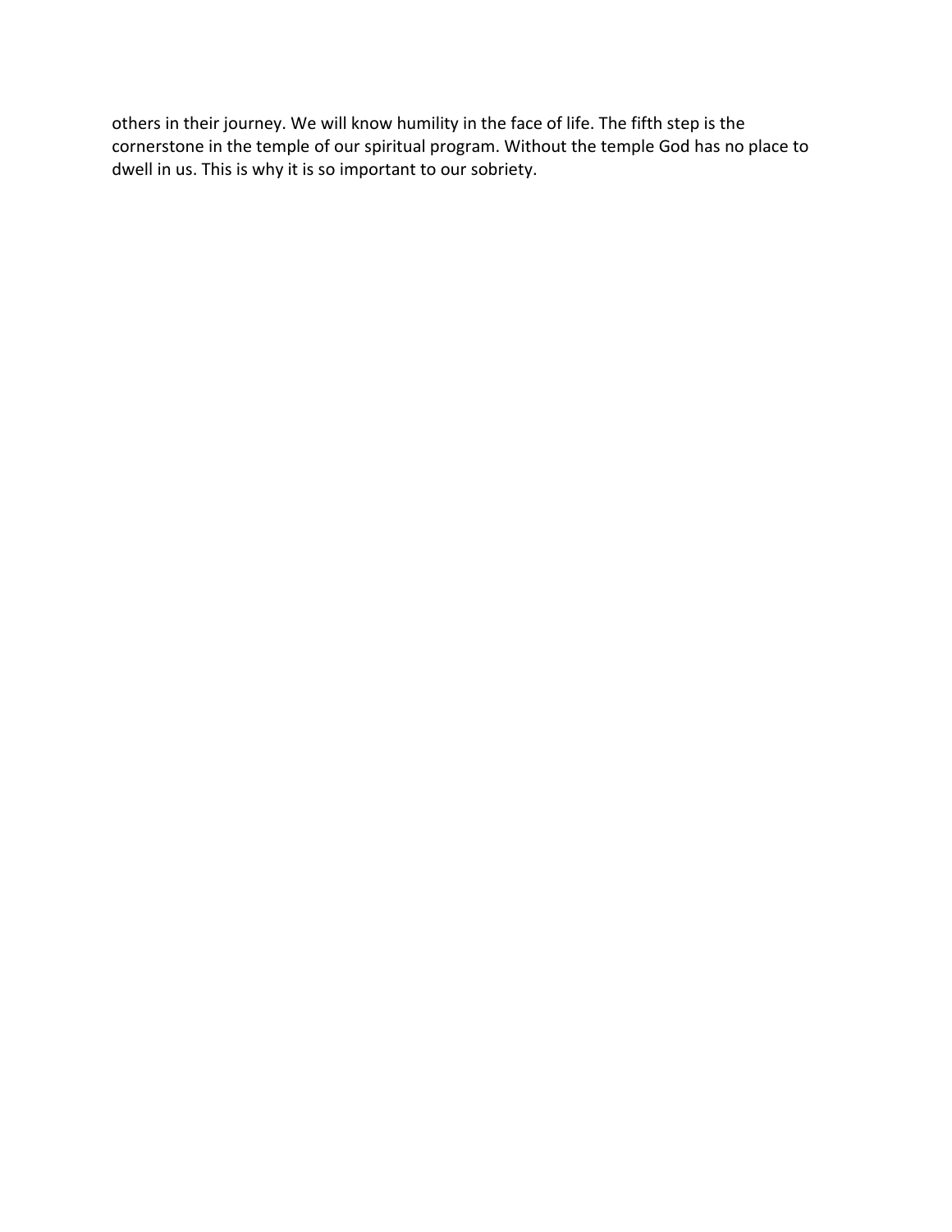others in their journey. We will know humility in the face of life. The fifth step is the cornerstone in the temple of our spiritual program. Without the temple God has no place to dwell in us. This is why it is so important to our sobriety.